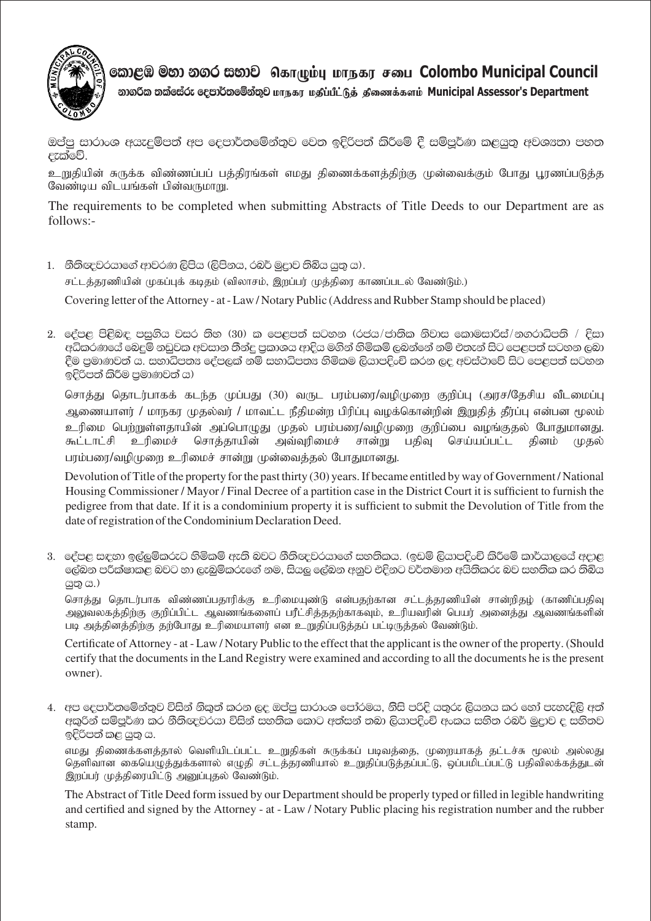# කොළඹ මහා නගර සභාව கொழும்பு மாநகர சபை Colombo Municipal Council

## නාගරික තක්සේරු දෙපාර්තමේන්තුව மாநகர மதிப்பீட்டுத் திணைக்களம் Municipal Assessor's Department

ඔප්පු සාරාංශ අයැදුම්පත් අප දෙපාර්තමේන්තුව වෙත ඉදිරිපත් කිරීමේ දී සම්පූර්ණ කළයුතු අවශ්‍යතා පහත දැක්වේ.

உறுதியின் சுருக்க விண்ணப்பப் பத்திரங்கள் எமது திணைக்களத்திற்கு முன்வைக்கும் போது பூரணப்படுத்த வேண்டிய விடயங்கள் பின்வருமாறு.

The requirements to be completed when submitting Abstracts of Title Deeds to our Department are as follows:-

1. නීතිඥවරයාගේ ආවරණ ලිපිය (ලිපිනය, රබර් මුද්‍රාව තිබිය යුතු ය).

   சட்டத்தரணியின் முகப்புக் கடிதம் (விலாசம், இறப்பர் முத்திரை காணப்படல் வேண்டும்.)

   Covering letter of the Attorney - at - Law / Notary Public (Address and Rubber Stamp should be placed)

2. දේපළ පිළිබඳ පසුගිය වසර තිහ (30) ක පෙළපත් සටහන (රජය/ජාතික නිවාස කොමසාරිස්/නගරාධිපති / දිසා අධිකරණයේ බෙදුම් නඩුවක අවසාන තීන්දු ප්‍රකාශය ආදිය මගින් හිමිකම් ලබන්නේ නම් එතැන් සිට පෙළපත් සටහන ලබා දීම ප්‍රමාණවත් ය. සහාධිපත්‍ය දේපලක් නම් සහාධිපත්‍ය හිමිකම ලියාපදිංචි කරන ලද අවස්ථාවේ සිට පෙළපත් සටහන ඉදිරිපත් කිරීම ප්‍රමාණවත් ය)

   சொத்து தொடர்பாகக் கடந்த முப்பது (30) வருட பரம்பரை/வழிமுறை குறிப்பு (அரச/தேசிய வீடமைப்பு ஆணையாளர் / மாநகர முதல்வர் / மாவட்ட நீதிமன்ற பிரிப்பு வழக்கொன்றின் இறுதித் தீர்ப்பு என்பன மூலம் உரிமை பெற்றுள்ளதாயின் அப்பொழுது முதல் பரம்பரை/வழிமுறை குறிப்பை வழங்குதல் போதுமானது. கூட்டாட்சி உரிமைச் சொத்தாயின் அவ்வுரிமைச் சான்று பதிவு செய்யப்பட்ட தினம் முதல் பரம்பரை/வழிமுறை உரிமைச் சான்று முன்வைத்தல் போதுமானது.

   Devolution of Title of the property for the past thirty (30) years. If became entitled by way of Government / National Housing Commissioner / Mayor / Final Decree of a partition case in the District Court it is sufficient to furnish the pedigree from that date. If it is a condominium property it is sufficient to submit the Devolution of Title from the date of registration of the Condominium Declaration Deed.

3. දේපළ සඳහා ඉල්ලුම්කරුට හිමිකම් ඇති බවට නීතිඥවරයාගේ සහතිකය. (ඉඩම් ලියාපදිංචි කිරීමේ කාර්යාලයේ අදාළ ලේඛන පරීක්ෂාකළ බවට හා ලැබුම්කරුගේ නම, සියලු ලේඛන අනුව එදිනට වර්තමාන අයිතිකරු බව සහතික කර තිබිය යුතු ය.)

   சொத்து தொடர்பாக விண்ணப்பதாரிக்கு உரிமையுண்டு என்பதற்கான சட்டத்தரணியின் சான்றிதழ் (காணிப்பதிவு அலுவலகத்திற்கு குறிப்பிட்ட ஆவணங்களைப் பரீட்சித்ததற்காகவும், உரியவரின் பெயர் அனைத்து ஆவணங்களின் படி அத்தினத்திற்கு தற்போது உரிமையாளர் என உறுதிப்படுத்தப் பட்டிருத்தல் வேண்டும்.

   Certificate of Attorney - at - Law / Notary Public to the effect that the applicant is the owner of the property. (Should certify that the documents in the Land Registry were examined and according to all the documents he is the present owner).

4. අප දෙපාර්තමේන්තුව විසින් නිකුත් කරන ලද ඔප්පු සාරාංශ පෝරමය, නිසි පරිදි යතුරු ලියනය කර හෝ පැහැදිලි අත් අකුරින් සම්පූර්ණ කර නීතිඥවරයා විසින් සහතික කොට අත්සන් තබා ලියාපදිංචි අංකය සහිත රබර් මුද්‍රාව ද සහිතව ඉදිරිපත් කළ යුතු ය.

   எமது திணைக்களத்தால் வெளியிடப்பட்ட உறுதிகள் சுருக்கப் படிவத்தை, முறையாகத் தட்டச்சு மூலம் அல்லது தெளிவான கையெழுத்துக்களால் எழுதி சட்டத்தரணியால் உறுதிப்படுத்தப்பட்டு, ஒப்பமிடப்பட்டு பதிவிலக்கத்துடன் இறப்பர் முத்திரையிட்டு அனுப்புதல் வேண்டும்.

   The Abstract of Title Deed form issued by our Department should be properly typed or filled in legible handwriting and certified and signed by the Attorney - at - Law / Notary Public placing his registration number and the rubber stamp.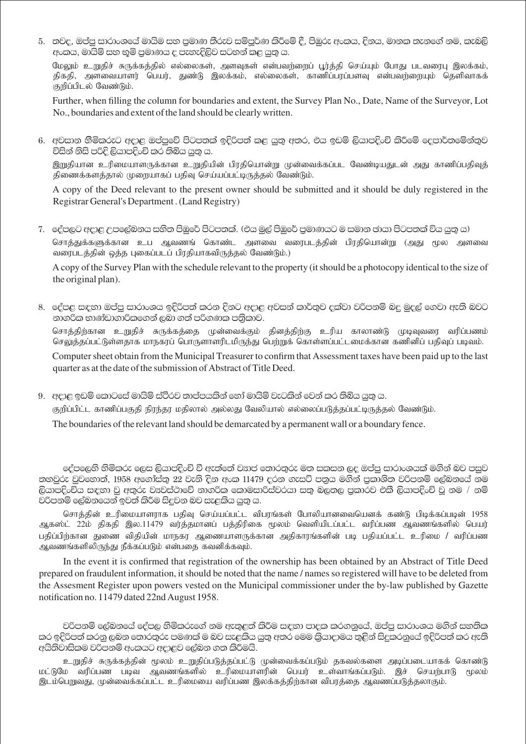5. තවද, ඔප්පු සාරාංශයේ මායිම සහ ප්‍රමාණ තීරුව සම්පූර්ණ කිරීමේ දී, පිඹුරු අංකය, දිනය, මානක තැනගේ නම, කැබලි අංකය, මායිම් සහ භූමි ප්‍රමාණය ද පැහැදිලිව සටහන් කළ යුතු ය.

   மேலும் உறுதிச் சுருக்கத்தில் எல்லைகள், அளவுகள் என்பவற்றைப் பூர்த்தி செய்யும் போது படவரைபு இலக்கம், திகதி, அளவையாளர் பெயர், துண்டு இலக்கம், எல்லைகள், காணிப்பரப்பளவு என்பவற்றையும் தெளிவாகக் குறிப்பிடல் வேண்டும்.

   Further, when filling the column for boundaries and extent, the Survey Plan No., Date, Name of the Surveyor, Lot No., boundaries and extent of the land should be clearly written.

6. අවසාන හිමිකරුට අදාළ ඔප්පුවේ පිටපතක් ඉදිරිපත් කළ යුතු අතර, එය ඉඩම් ලියාපදිංචි කිරීමේ දෙපාර්තමේන්තුව විසින් නිසි පරිදි ලියාපදිංචි කර තිබිය යුතු ය.

   இறுதியான உரிமையாளருக்கான உறுதியின் பிரதியொன்று முன்வைக்கப்பட வேண்டியதுடன் அது காணிப்பதிவுத் திணைக்களத்தால் முறையாகப் பதிவு செய்யப்பட்டிருத்தல் வேண்டும்.

   A copy of the Deed relevant to the present owner should be submitted and it should be duly registered in the Registrar General's Department . (Land Registry)

7. දේපලට අදාළ උපලේඛනය සහිත පිඹුරේ පිටපතක්. (එය මුල් පිඹුරේ ප්‍රමාණයට ම සමාන ඡායා පිටපතක් විය යුතු ය)

   சொத்துக்களுக்கான உப ஆவணங் கொண்ட அளவை வரைபடத்தின் பிரதியொன்று (அது மூல அளவை வரைபடத்தின் ஒத்த புகைப்படப் பிரதியாகவிருத்தல் வேண்டும்.)

   A copy of the Survey Plan with the schedule relevant to the property (it should be a photocopy identical to the size of the original plan).

8. දේපළ සඳහා ඔප්පු සාරාංශය ඉදිරිපත් කරන දිනට අදාළ අවසන් කාර්තුව දක්වා වරිපනම් බදු මුදල් ගෙවා ඇති බවට නාගරික භාණ්ඩාගාරිකගෙන් ලබා ගත් පරිගණක පත්‍රිකාව.

   சொத்திற்கான உறுதிச் சுருக்கத்தை முன்வைக்கும் தினத்திற்கு உரிய காலாண்டு முடிவுவரை வரிப்பணம் செலுத்தப்பட்டுள்ளதாக மாநகரப் பொருளாளரிடமிருந்து பெற்றுக் கொள்ளப்பட்டமைக்கான கணினிப் பதிவுப் படிவம்.

   Computer sheet obtain from the Municipal Treasurer to confirm that Assessment taxes have been paid up to the last quarter as at the date of the submission of Abstract of Title Deed.

9. අදාළ ඉඩම් කොටසේ මායිම් ස්ථිරව තාප්පයකින් හෝ මායිම් වැටකින් වෙන් කර තිබිය යුතු ය.

   குறிப்பிட்ட காணிப்பகுதி நிரந்தர மதிலால் அல்லது வேலியால் எல்லைப்படுத்தப்பட்டிருத்தல் வேண்டும்.

   The boundaries of the relevant land should be demarcated by a permanent wall or a boundary fence.

දේපලෙහි හිමිකරු ලෙස ලියාපදිංචි වී ඇත්තේ ව්‍යාජ තොරතුරු මත සකසන ලද ඔප්පු සාරාංශයක් මගින් බව පසුව තහවුරු වුවහොත්, 1958 අගෝස්තු 22 වැනි දින අංක 11479 දරන ගැසට් පත්‍රය මගින් ප්‍රකාශිත වරිපනම් ලේඛනයේ නම ලියාපදිංචිය සඳහා වූ අතුරු ව්‍යවස්ථාවේ නාගරික කොමසාරිස්වරයා සතු බලතල ප්‍රකාරව එකී ලියාපදිංචි වූ නම / නම් වරිපනම් ලේඛනයෙන් ඉවත් කිරීම සිදුවන බව සැළකිය යුතු ය.

சொத்தின் உரிமையாளராக பதிவு செய்யப்பட்ட விபரங்கள் போலியானவையெனக் கண்டு பிடிக்கப்படின் 1958 ஆகஸ்ட் 22ம் திகதி இல.11479 வர்த்தமானப் பத்திரிகை மூலம் வெளியிடப்பட்ட வரிப்பண ஆவணங்களில் பெயர் பதிப்பிற்கான துணை விதியின் மாநகர ஆணையாளருக்கான அதிகாரங்களின் படி பதியப்பட்ட உரிமை / வரிப்பண ஆவணங்களிலிருந்து நீக்கப்படும் என்பதை கவனிக்கவும்.

In the event it is confirmed that registration of the ownership has been obtained by an Abstract of Title Deed prepared on fraudulent information, it should be noted that the name / names so registered will have to be deleted from the Assesment Register upon powers vested on the Municipal commissioner under the by-law published by Gazette notification no. 11479 dated 22nd August 1958.

වරිපනම් ලේඛනයේ දේපල හිමිකරුගේ නම ඇතුළත් කිරීම සඳහා පාදක කරගනුයේ, ඔප්පු සාරාංශය මගින් සහතික කර ඉදිරිපත් කරනු ලබන තොරතුරු පමණක් ම බව සැළකිය යුතු අතර මෙම ක්‍රියාදාමය තුළින් සිදුකරනුයේ ඉදිරිපත් කර ඇති අයිතිවාසිකම වරිපනම් අංකයට අදාළව ලේඛන ගත කිරීමයි.

உறுதிச் சுருக்கத்தின் மூலம் உறுதிப்படுத்தப்பட்டு முன்வைக்கப்படும் தகவல்களை அடிப்படையாகக் கொண்டு மட்டுமே வரிப்பண படிவ ஆவணங்களில் உரிமையாளரின் பெயர் உள்வாங்கப்படும். இச் செயற்பாடு மூலம் இடம்பெறுவது, முன்வைக்கப்பட்ட உரிமையை வரிப்பண இலக்கத்திற்கான விபரத்தை ஆவணப்படுத்தலாகும்.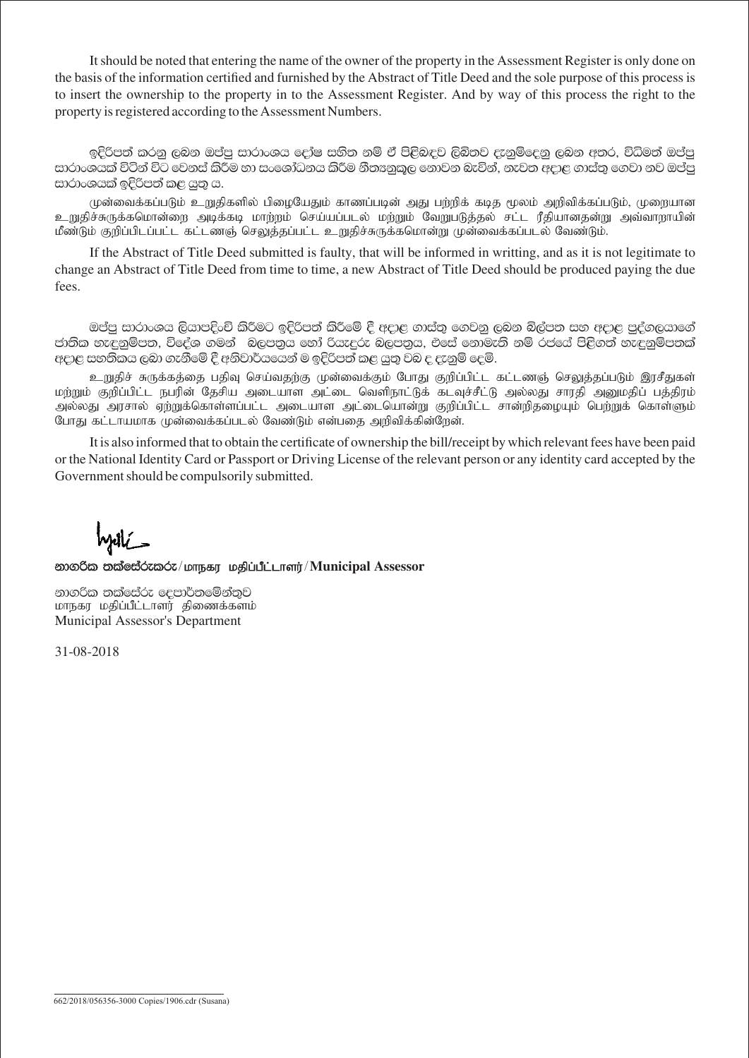It should be noted that entering the name of the owner of the property in the Assessment Register is only done on the basis of the information certified and furnished by the Abstract of Title Deed and the sole purpose of this process is to insert the ownership to the property in to the Assessment Register. And by way of this process the right to the property is registered according to the Assessment Numbers.

ඉදිරිපත් කරනු ලබන ඔප්පු සාරාංශය දෝෂ සහිත නම් ඒ පිළිබඳව ලිඛිතව දැනුම්දෙනු ලබන අතර, විධිමත් ඔප්පු සාරාංශයක් විටින් විට වෙනස් කිරීම හා සංශෝධනය කිරීම නීත්‍යනුකූල නොවන බැවින්, නැවත අදාළ ගාස්තු ගෙවා නව ඔප්පු සාරාංශයක් ඉදිරිපත් කළ යුතු ය.

முன்வைக்கப்படும் உறுதிகளில் பிழையேதும் காணப்படின் அது பற்றிக் கடித மூலம் அறிவிக்கப்படும், முறையான உறுதிச்சுருக்கமொன்றை அடிக்கடி மாற்றம் செய்யப்படல் மற்றும் வேறுபடுத்தல் சட்ட ரீதியானதன்று அவ்வாறாயின் மீண்டும் குறிப்பிடப்பட்ட கட்டணஞ் செலுத்தப்பட்ட உறுதிச்சுருக்கமொன்று முன்வைக்கப்படல் வேண்டும்.

If the Abstract of Title Deed submitted is faulty, that will be informed in writting, and as it is not legitimate to change an Abstract of Title Deed from time to time, a new Abstract of Title Deed should be produced paying the due fees.

ඔප්පු සාරාංශය ලියාපදිංචි කිරීමට ඉදිරිපත් කිරීමේ දී අදාළ ගාස්තු ගෙවනු ලබන බිල්පත සහ අදාළ පුද්ගලයාගේ ජාතික හැඳුනුම්පත, විදේශ ගමන් බලපත්‍රය හෝ රියැදුරු බලපත්‍රය, එසේ නොමැති නම් රජයේ පිළිගත් හැඳුනුම්පතක් අදාළ සහතිකය ලබා ගැනීමේ දී අනිවාර්යයෙන් ම ඉදිරිපත් කළ යුතු වන ද දැනුම් දෙමි.

உறுதிச் சுருக்கத்தை பதிவு செய்வதற்கு முன்வைக்கும் போது குறிப்பிட்ட கட்டணஞ் செலுத்தப்படும் இரசீதுகள் மற்றும் குறிப்பிட்ட நபரின் தேசிய அடையாள அட்டை வெளிநாட்டுக் கடவுச்சீட்டு அல்லது சாரதி அனுமதிப் பத்திரம் அல்லது அரசால் ஏற்றுக்கொள்ளப்பட்ட அடையாள அட்டையொன்று குறிப்பிட்ட சான்றிதழையும் பெற்றுக் கொள்ளும் போது கட்டாயமாக முன்வைக்கப்படல் வேண்டும் என்பதை அறிவிக்கின்றேன்.

It is also informed that to obtain the certificate of ownership the bill/receipt by which relevant fees have been paid or the National Identity Card or Passport or Driving License of the relevant person or any identity card accepted by the Government should be compulsorily submitted.

**නාගරික තක්සේරුකරු / மாநகர மதிப்பீட்டாளர் / Municipal Assessor**

නාගරික තක්සේරු දෙපාර්තමේන්තුව
மாநகர மதிப்பீட்டாளர் திணைக்களம்
Municipal Assessor's Department

31-08-2018

662/2018/056356-3000 Copies/1906.cdr (Susana)